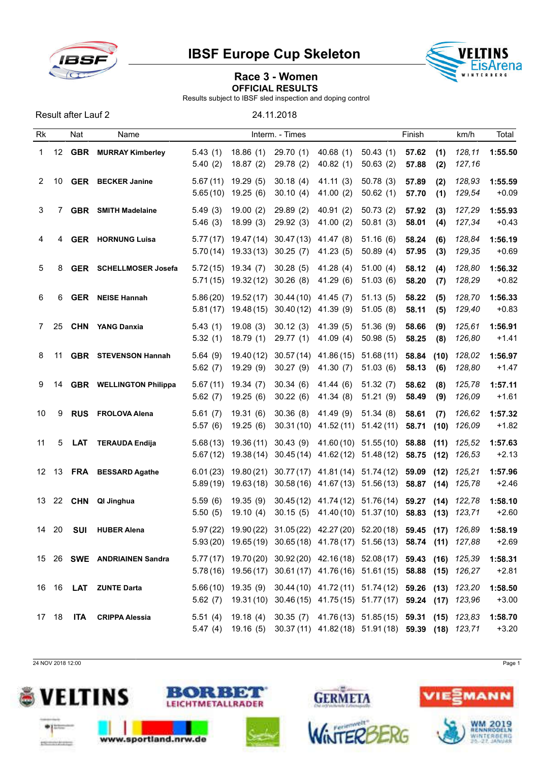# IBSF Europe Cup Skeleton

## Race 3 - Women

### OFFICIAL RESULTS

Results subject to IBSF sled inspection and doping control

Result after Lauf 2 — 24.11.2018

| Rk | | Nat | Name | Interm. - Times | | | | | Finish | | km/h | Total |
|---|---|---|---|---|---|---|---|---|---|---|---|---|
| 1 | 12 | GBR | MURRAY Kimberley | 5.43 (1) | 18.86 (1) | 29.70 (1) | 40.68 (1) | 50.43 (1) | 57.62 | (1) | 128,11 | 1:55.50 |
| | | | | 5.40 (2) | 18.87 (2) | 29.78 (2) | 40.82 (1) | 50.63 (2) | 57.88 | (2) | 127,16 | |
| 2 | 10 | GER | BECKER Janine | 5.67 (11) | 19.29 (5) | 30.18 (4) | 41.11 (3) | 50.78 (3) | 57.89 | (2) | 128,93 | 1:55.59 |
| | | | | 5.65 (10) | 19.25 (6) | 30.10 (4) | 41.00 (2) | 50.62 (1) | 57.70 | (1) | 129,54 | +0.09 |
| 3 | 7 | GBR | SMITH Madelaine | 5.49 (3) | 19.00 (2) | 29.89 (2) | 40.91 (2) | 50.73 (2) | 57.92 | (3) | 127,29 | 1:55.93 |
| | | | | 5.46 (3) | 18.99 (3) | 29.92 (3) | 41.00 (2) | 50.81 (3) | 58.01 | (4) | 127,34 | +0.43 |
| 4 | 4 | GER | HORNUNG Luisa | 5.77 (17) | 19.47 (14) | 30.47 (13) | 41.47 (8) | 51.16 (6) | 58.24 | (6) | 128,84 | 1:56.19 |
| | | | | 5.70 (14) | 19.33 (13) | 30.25 (7) | 41.23 (5) | 50.89 (4) | 57.95 | (3) | 129,35 | +0.69 |
| 5 | 8 | GER | SCHELLMOSER Josefa | 5.72 (15) | 19.34 (7) | 30.28 (5) | 41.28 (4) | 51.00 (4) | 58.12 | (4) | 128,80 | 1:56.32 |
| | | | | 5.71 (15) | 19.32 (12) | 30.26 (8) | 41.29 (6) | 51.03 (6) | 58.20 | (7) | 128,29 | +0.82 |
| 6 | 6 | GER | NEISE Hannah | 5.86 (20) | 19.52 (17) | 30.44 (10) | 41.45 (7) | 51.13 (5) | 58.22 | (5) | 128,70 | 1:56.33 |
| | | | | 5.81 (17) | 19.48 (15) | 30.40 (12) | 41.39 (9) | 51.05 (8) | 58.11 | (5) | 129,40 | +0.83 |
| 7 | 25 | CHN | YANG Danxia | 5.43 (1) | 19.08 (3) | 30.12 (3) | 41.39 (5) | 51.36 (9) | 58.66 | (9) | 125,61 | 1:56.91 |
| | | | | 5.32 (1) | 18.79 (1) | 29.77 (1) | 41.09 (4) | 50.98 (5) | 58.25 | (8) | 126,80 | +1.41 |
| 8 | 11 | GBR | STEVENSON Hannah | 5.64 (9) | 19.40 (12) | 30.57 (14) | 41.86 (15) | 51.68 (11) | 58.84 | (10) | 128,02 | 1:56.97 |
| | | | | 5.62 (7) | 19.29 (9) | 30.27 (9) | 41.30 (7) | 51.03 (6) | 58.13 | (6) | 128,80 | +1.47 |
| 9 | 14 | GBR | WELLINGTON Philippa | 5.67 (11) | 19.34 (7) | 30.34 (6) | 41.44 (6) | 51.32 (7) | 58.62 | (8) | 125,78 | 1:57.11 |
| | | | | 5.62 (7) | 19.25 (6) | 30.22 (6) | 41.34 (8) | 51.21 (9) | 58.49 | (9) | 126,09 | +1.61 |
| 10 | 9 | RUS | FROLOVA Alena | 5.61 (7) | 19.31 (6) | 30.36 (8) | 41.49 (9) | 51.34 (8) | 58.61 | (7) | 126,62 | 1:57.32 |
| | | | | 5.57 (6) | 19.25 (6) | 30.31 (10) | 41.52 (11) | 51.42 (11) | 58.71 | (10) | 126,09 | +1.82 |
| 11 | 5 | LAT | TERAUDA Endija | 5.68 (13) | 19.36 (11) | 30.43 (9) | 41.60 (10) | 51.55 (10) | 58.88 | (11) | 125,52 | 1:57.63 |
| | | | | 5.67 (12) | 19.38 (14) | 30.45 (14) | 41.62 (12) | 51.48 (12) | 58.75 | (12) | 126,53 | +2.13 |
| 12 | 13 | FRA | BESSARD Agathe | 6.01 (23) | 19.80 (21) | 30.77 (17) | 41.81 (14) | 51.74 (12) | 59.09 | (12) | 125,21 | 1:57.96 |
| | | | | 5.89 (19) | 19.63 (18) | 30.58 (16) | 41.67 (13) | 51.56 (13) | 58.87 | (14) | 125,78 | +2.46 |
| 13 | 22 | CHN | QI Jinghua | 5.59 (6) | 19.35 (9) | 30.45 (12) | 41.74 (12) | 51.76 (14) | 59.27 | (14) | 122,78 | 1:58.10 |
| | | | | 5.50 (5) | 19.10 (4) | 30.15 (5) | 41.40 (10) | 51.37 (10) | 58.83 | (13) | 123,71 | +2.60 |
| 14 | 20 | SUI | HUBER Alena | 5.97 (22) | 19.90 (22) | 31.05 (22) | 42.27 (20) | 52.20 (18) | 59.45 | (17) | 126,89 | 1:58.19 |
| | | | | 5.93 (20) | 19.65 (19) | 30.65 (18) | 41.78 (17) | 51.56 (13) | 58.74 | (11) | 127,88 | +2.69 |
| 15 | 26 | SWE | ANDRIAINEN Sandra | 5.77 (17) | 19.70 (20) | 30.92 (20) | 42.16 (18) | 52.08 (17) | 59.43 | (16) | 125,39 | 1:58.31 |
| | | | | 5.78 (16) | 19.56 (17) | 30.61 (17) | 41.76 (16) | 51.61 (15) | 58.88 | (15) | 126,27 | +2.81 |
| 16 | 16 | LAT | ZUNTE Darta | 5.66 (10) | 19.35 (9) | 30.44 (10) | 41.72 (11) | 51.74 (12) | 59.26 | (13) | 123,20 | 1:58.50 |
| | | | | 5.62 (7) | 19.31 (10) | 30.46 (15) | 41.75 (15) | 51.77 (17) | 59.24 | (17) | 123,96 | +3.00 |
| 17 | 18 | ITA | CRIPPA Alessia | 5.51 (4) | 19.18 (4) | 30.35 (7) | 41.76 (13) | 51.85 (15) | 59.31 | (15) | 123,83 | 1:58.70 |
| | | | | 5.47 (4) | 19.16 (5) | 30.37 (11) | 41.82 (18) | 51.91 (18) | 59.39 | (18) | 123,71 | +3.20 |

24 NOV 2018 12:00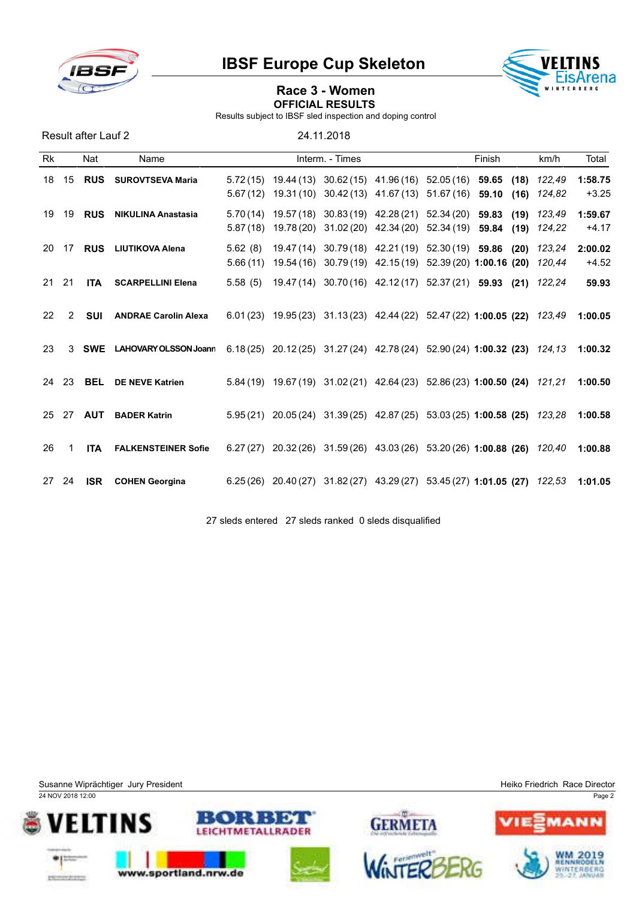# IBSF Europe Cup Skeleton

## Race 3 - Women

**OFFICIAL RESULTS**

Results subject to IBSF sled inspection and doping control

Result after Lauf 2 — 24.11.2018

| Rk | | Nat | Name | Interm. - Times | | | | | Finish | | km/h | Total |
|---|---|---|---|---|---|---|---|---|---|---|---|---|
| 18 | 15 | **RUS** | **SUROVTSEVA Maria** | 5.72 (15) | 19.44 (13) | 30.62 (15) | 41.96 (16) | 52.05 (16) | **59.65** | **(18)** | *122,49* | **1:58.75** |
| | | | | 5.67 (12) | 19.31 (10) | 30.42 (13) | 41.67 (13) | 51.67 (16) | **59.10** | **(16)** | *124,82* | +3.25 |
| 19 | 19 | **RUS** | **NIKULINA Anastasia** | 5.70 (14) | 19.57 (18) | 30.83 (19) | 42.28 (21) | 52.34 (20) | **59.83** | **(19)** | *123,49* | **1:59.67** |
| | | | | 5.87 (18) | 19.78 (20) | 31.02 (20) | 42.34 (20) | 52.34 (19) | **59.84** | **(19)** | *124,22* | +4.17 |
| 20 | 17 | **RUS** | **LIUTIKOVA Alena** | 5.62 (8) | 19.47 (14) | 30.79 (18) | 42.21 (19) | 52.30 (19) | **59.86** | **(20)** | *123,24* | **2:00.02** |
| | | | | 5.66 (11) | 19.54 (16) | 30.79 (19) | 42.15 (19) | 52.39 (20) | **1:00.16** | **(20)** | *120,44* | +4.52 |
| 21 | 21 | **ITA** | **SCARPELLINI Elena** | 5.58 (5) | 19.47 (14) | 30.70 (16) | 42.12 (17) | 52.37 (21) | **59.93** | **(21)** | *122,24* | **59.93** |
| 22 | 2 | **SUI** | **ANDRAE Carolin Alexa** | 6.01 (23) | 19.95 (23) | 31.13 (23) | 42.44 (22) | 52.47 (22) | **1:00.05** | **(22)** | *123,49* | **1:00.05** |
| 23 | 3 | **SWE** | **LAHOVARY OLSSON Joann** | 6.18 (25) | 20.12 (25) | 31.27 (24) | 42.78 (24) | 52.90 (24) | **1:00.32** | **(23)** | *124,13* | **1:00.32** |
| 24 | 23 | **BEL** | **DE NEVE Katrien** | 5.84 (19) | 19.67 (19) | 31.02 (21) | 42.64 (23) | 52.86 (23) | **1:00.50** | **(24)** | *121,21* | **1:00.50** |
| 25 | 27 | **AUT** | **BADER Katrin** | 5.95 (21) | 20.05 (24) | 31.39 (25) | 42.87 (25) | 53.03 (25) | **1:00.58** | **(25)** | *123,28* | **1:00.58** |
| 26 | 1 | **ITA** | **FALKENSTEINER Sofie** | 6.27 (27) | 20.32 (26) | 31.59 (26) | 43.03 (26) | 53.20 (26) | **1:00.88** | **(26)** | *120,40* | **1:00.88** |
| 27 | 24 | **ISR** | **COHEN Georgina** | 6.25 (26) | 20.40 (27) | 31.82 (27) | 43.29 (27) | 53.45 (27) | **1:01.05** | **(27)** | *122,53* | **1:01.05** |

27 sleds entered 27 sleds ranked 0 sleds disqualified

Susanne Wiprächtiger Jury President — Heiko Friedrich Race Director

24 NOV 2018 12:00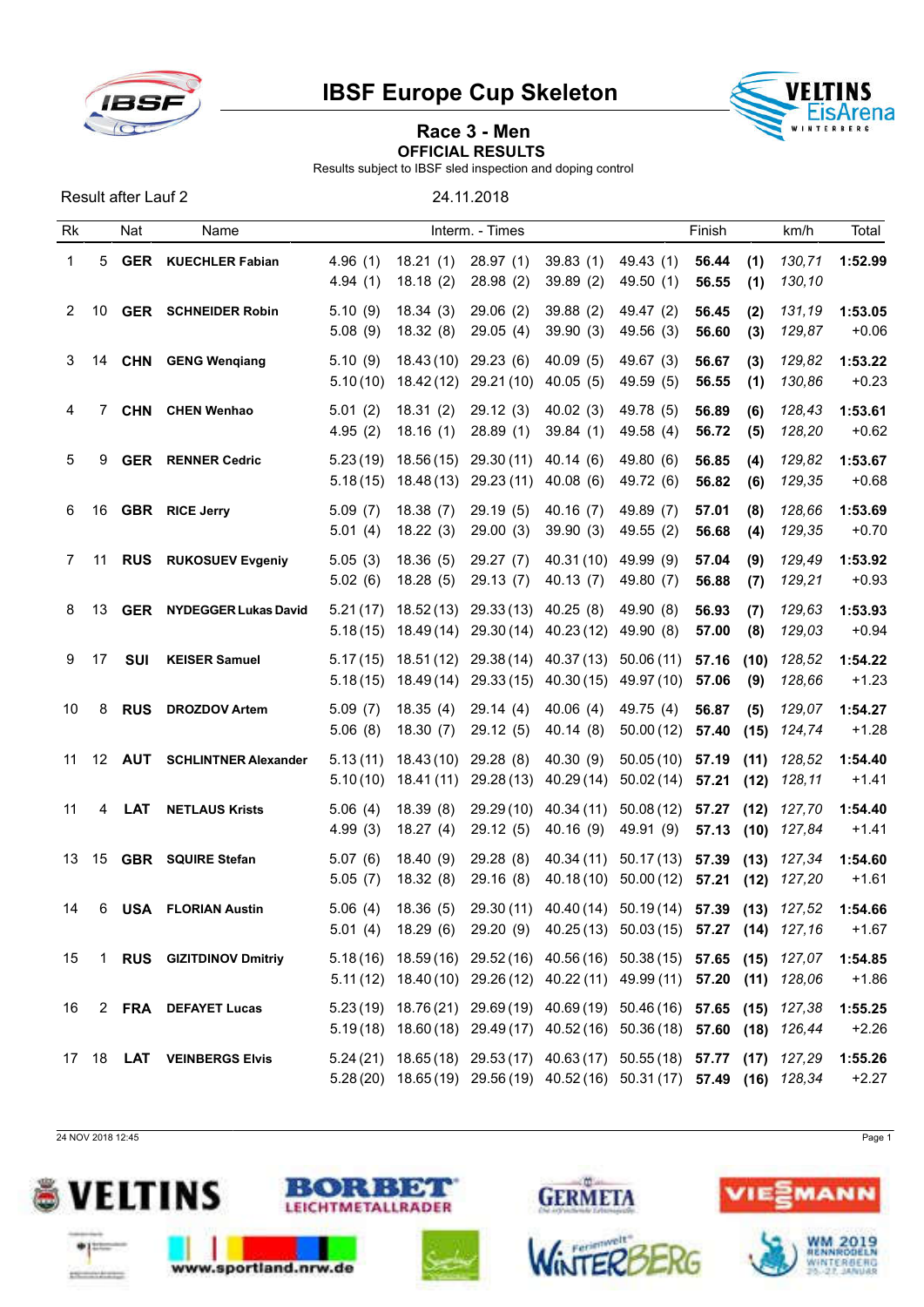# IBSF Europe Cup Skeleton

## Race 3 - Men

**OFFICIAL RESULTS**

Results subject to IBSF sled inspection and doping control

Result after Lauf 2 — 24.11.2018

| Rk | | Nat | Name | Interm. - Times | | | | | Finish | | km/h | Total |
|---|---|---|---|---|---|---|---|---|---|---|---|---|
| 1 | 5 | **GER** | **KUECHLER Fabian** | 4.96 (1)<br>4.94 (1) | 18.21 (1)<br>18.18 (2) | 28.97 (1)<br>28.98 (2) | 39.83 (1)<br>39.89 (2) | 49.43 (1)<br>49.50 (1) | **56.44**<br>**56.55** | **(1)**<br>**(1)** | *130,71*<br>*130,10* | **1:52.99** |
| 2 | 10 | **GER** | **SCHNEIDER Robin** | 5.10 (9)<br>5.08 (9) | 18.34 (3)<br>18.32 (8) | 29.06 (2)<br>29.05 (4) | 39.88 (2)<br>39.90 (3) | 49.47 (2)<br>49.56 (3) | **56.45**<br>**56.60** | **(2)**<br>**(3)** | *131,19*<br>*129,87* | **1:53.05**<br>+0.06 |
| 3 | 14 | **CHN** | **GENG Wenqiang** | 5.10 (9)<br>5.10 (10) | 18.43 (10)<br>18.42 (12) | 29.23 (6)<br>29.21 (10) | 40.09 (5)<br>40.05 (5) | 49.67 (3)<br>49.59 (5) | **56.67**<br>**56.55** | **(3)**<br>**(1)** | *129,82*<br>*130,86* | **1:53.22**<br>+0.23 |
| 4 | 7 | **CHN** | **CHEN Wenhao** | 5.01 (2)<br>4.95 (2) | 18.31 (2)<br>18.16 (1) | 29.12 (3)<br>28.89 (1) | 40.02 (3)<br>39.84 (1) | 49.78 (5)<br>49.58 (4) | **56.89**<br>**56.72** | **(6)**<br>**(5)** | *128,43*<br>*128,20* | **1:53.61**<br>+0.62 |
| 5 | 9 | **GER** | **RENNER Cedric** | 5.23 (19)<br>5.18 (15) | 18.56 (15)<br>18.48 (13) | 29.30 (11)<br>29.23 (11) | 40.14 (6)<br>40.08 (6) | 49.80 (6)<br>49.72 (6) | **56.85**<br>**56.82** | **(4)**<br>**(6)** | *129,82*<br>*129,35* | **1:53.67**<br>+0.68 |
| 6 | 16 | **GBR** | **RICE Jerry** | 5.09 (7)<br>5.01 (4) | 18.38 (7)<br>18.22 (3) | 29.19 (5)<br>29.00 (3) | 40.16 (7)<br>39.90 (3) | 49.89 (7)<br>49.55 (2) | **57.01**<br>**56.68** | **(8)**<br>**(4)** | *128,66*<br>*129,35* | **1:53.69**<br>+0.70 |
| 7 | 11 | **RUS** | **RUKOSUEV Evgeniy** | 5.05 (3)<br>5.02 (6) | 18.36 (5)<br>18.28 (5) | 29.27 (7)<br>29.13 (7) | 40.31 (10)<br>40.13 (7) | 49.99 (9)<br>49.80 (7) | **57.04**<br>**56.88** | **(9)**<br>**(7)** | *129,49*<br>*129,21* | **1:53.92**<br>+0.93 |
| 8 | 13 | **GER** | **NYDEGGER Lukas David** | 5.21 (17)<br>5.18 (15) | 18.52 (13)<br>18.49 (14) | 29.33 (13)<br>29.30 (14) | 40.25 (8)<br>40.23 (12) | 49.90 (8)<br>49.90 (8) | **56.93**<br>**57.00** | **(7)**<br>**(8)** | *129,63*<br>*129,03* | **1:53.93**<br>+0.94 |
| 9 | 17 | **SUI** | **KEISER Samuel** | 5.17 (15)<br>5.18 (15) | 18.51 (12)<br>18.49 (14) | 29.38 (14)<br>29.33 (15) | 40.37 (13)<br>40.30 (15) | 50.06 (11)<br>49.97 (10) | **57.16**<br>**57.06** | **(10)**<br>**(9)** | *128,52*<br>*128,66* | **1:54.22**<br>+1.23 |
| 10 | 8 | **RUS** | **DROZDOV Artem** | 5.09 (7)<br>5.06 (8) | 18.35 (4)<br>18.30 (7) | 29.14 (4)<br>29.12 (5) | 40.06 (4)<br>40.14 (8) | 49.75 (4)<br>50.00 (12) | **56.87**<br>**57.40** | **(5)**<br>**(15)** | *129,07*<br>*124,74* | **1:54.27**<br>+1.28 |
| 11 | 12 | **AUT** | **SCHLINTNER Alexander** | 5.13 (11)<br>5.10 (10) | 18.43 (10)<br>18.41 (11) | 29.28 (8)<br>29.28 (13) | 40.30 (9)<br>40.29 (14) | 50.05 (10)<br>50.02 (14) | **57.19**<br>**57.21** | **(11)**<br>**(12)** | *128,52*<br>*128,11* | **1:54.40**<br>+1.41 |
| 11 | 4 | **LAT** | **NETLAUS Krists** | 5.06 (4)<br>4.99 (3) | 18.39 (8)<br>18.27 (4) | 29.29 (10)<br>29.12 (5) | 40.34 (11)<br>40.16 (9) | 50.08 (12)<br>49.91 (9) | **57.27**<br>**57.13** | **(12)**<br>**(10)** | *127,70*<br>*127,84* | **1:54.40**<br>+1.41 |
| 13 | 15 | **GBR** | **SQUIRE Stefan** | 5.07 (6)<br>5.05 (7) | 18.40 (9)<br>18.32 (8) | 29.28 (8)<br>29.16 (8) | 40.34 (11)<br>40.18 (10) | 50.17 (13)<br>50.00 (12) | **57.39**<br>**57.21** | **(13)**<br>**(12)** | *127,34*<br>*127,20* | **1:54.60**<br>+1.61 |
| 14 | 6 | **USA** | **FLORIAN Austin** | 5.06 (4)<br>5.01 (4) | 18.36 (5)<br>18.29 (6) | 29.30 (11)<br>29.20 (9) | 40.40 (14)<br>40.25 (13) | 50.19 (14)<br>50.03 (15) | **57.39**<br>**57.27** | **(13)**<br>**(14)** | *127,52*<br>*127,16* | **1:54.66**<br>+1.67 |
| 15 | 1 | **RUS** | **GIZITDINOV Dmitriy** | 5.18 (16)<br>5.11 (12) | 18.59 (16)<br>18.40 (10) | 29.52 (16)<br>29.26 (12) | 40.56 (16)<br>40.22 (11) | 50.38 (15)<br>49.99 (11) | **57.65**<br>**57.20** | **(15)**<br>**(11)** | *127,07*<br>*128,06* | **1:54.85**<br>+1.86 |
| 16 | 2 | **FRA** | **DEFAYET Lucas** | 5.23 (19)<br>5.19 (18) | 18.76 (21)<br>18.60 (18) | 29.69 (19)<br>29.49 (17) | 40.69 (19)<br>40.52 (16) | 50.46 (16)<br>50.36 (18) | **57.65**<br>**57.60** | **(15)**<br>**(18)** | *127,38*<br>*126,44* | **1:55.25**<br>+2.26 |
| 17 | 18 | **LAT** | **VEINBERGS Elvis** | 5.24 (21)<br>5.28 (20) | 18.65 (18)<br>18.65 (19) | 29.53 (17)<br>29.56 (19) | 40.63 (17)<br>40.52 (16) | 50.55 (18)<br>50.31 (17) | **57.77**<br>**57.49** | **(17)**<br>**(16)** | *127,29*<br>*128,34* | **1:55.26**<br>+2.27 |

24 NOV 2018 12:45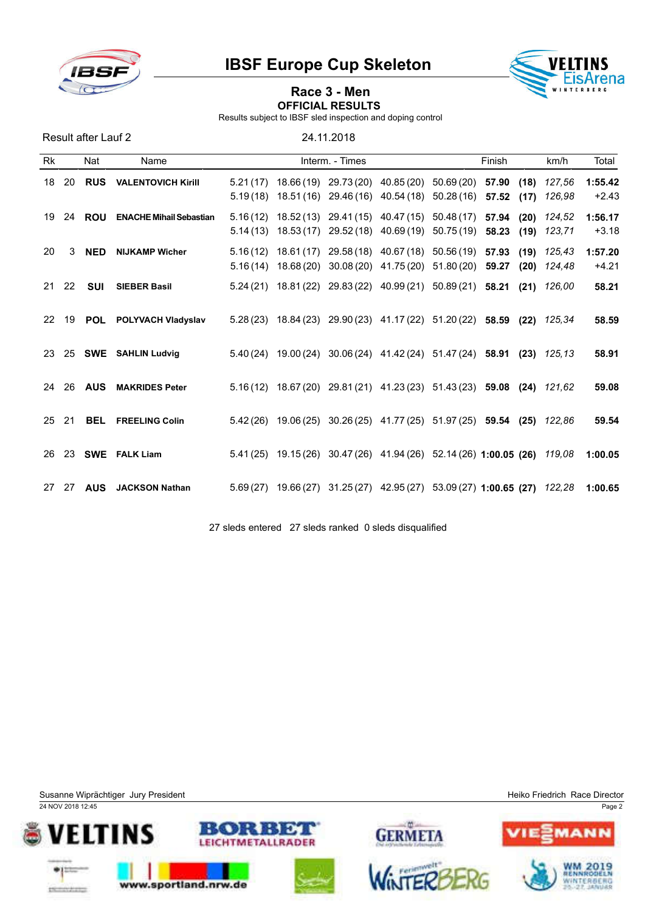# IBSF Europe Cup Skeleton

## Race 3 - Men

**OFFICIAL RESULTS**

Results subject to IBSF sled inspection and doping control

Result after Lauf 2 — 24.11.2018

| Rk | | Nat | Name | Interm. - Times | | | | | Finish | | km/h | Total |
|---|---|---|---|---|---|---|---|---|---|---|---|---|
| 18 | 20 | **RUS** | **VALENTOVICH Kirill** | 5.21 (17) | 18.66 (19) | 29.73 (20) | 40.85 (20) | 50.69 (20) | **57.90** | **(18)** | *127,56* | **1:55.42** |
| | | | | 5.19 (18) | 18.51 (16) | 29.46 (16) | 40.54 (18) | 50.28 (16) | **57.52** | **(17)** | *126,98* | +2.43 |
| 19 | 24 | **ROU** | **ENACHE Mihail Sebastian** | 5.16 (12) | 18.52 (13) | 29.41 (15) | 40.47 (15) | 50.48 (17) | **57.94** | **(20)** | *124,52* | **1:56.17** |
| | | | | 5.14 (13) | 18.53 (17) | 29.52 (18) | 40.69 (19) | 50.75 (19) | **58.23** | **(19)** | *123,71* | +3.18 |
| 20 | 3 | **NED** | **NIJKAMP Wicher** | 5.16 (12) | 18.61 (17) | 29.58 (18) | 40.67 (18) | 50.56 (19) | **57.93** | **(19)** | *125,43* | **1:57.20** |
| | | | | 5.16 (14) | 18.68 (20) | 30.08 (20) | 41.75 (20) | 51.80 (20) | **59.27** | **(20)** | *124,48* | +4.21 |
| 21 | 22 | **SUI** | **SIEBER Basil** | 5.24 (21) | 18.81 (22) | 29.83 (22) | 40.99 (21) | 50.89 (21) | **58.21** | **(21)** | *126,00* | **58.21** |
| 22 | 19 | **POL** | **POLYVACH Vladyslav** | 5.28 (23) | 18.84 (23) | 29.90 (23) | 41.17 (22) | 51.20 (22) | **58.59** | **(22)** | *125,34* | **58.59** |
| 23 | 25 | **SWE** | **SAHLIN Ludvig** | 5.40 (24) | 19.00 (24) | 30.06 (24) | 41.42 (24) | 51.47 (24) | **58.91** | **(23)** | *125,13* | **58.91** |
| 24 | 26 | **AUS** | **MAKRIDES Peter** | 5.16 (12) | 18.67 (20) | 29.81 (21) | 41.23 (23) | 51.43 (23) | **59.08** | **(24)** | *121,62* | **59.08** |
| 25 | 21 | **BEL** | **FREELING Colin** | 5.42 (26) | 19.06 (25) | 30.26 (25) | 41.77 (25) | 51.97 (25) | **59.54** | **(25)** | *122,86* | **59.54** |
| 26 | 23 | **SWE** | **FALK Liam** | 5.41 (25) | 19.15 (26) | 30.47 (26) | 41.94 (26) | 52.14 (26) | **1:00.05** | **(26)** | *119,08* | **1:00.05** |
| 27 | 27 | **AUS** | **JACKSON Nathan** | 5.69 (27) | 19.66 (27) | 31.25 (27) | 42.95 (27) | 53.09 (27) | **1:00.65** | **(27)** | *122,28* | **1:00.65** |

27 sleds entered 27 sleds ranked 0 sleds disqualified

Susanne Wiprächtiger Jury President — Heiko Friedrich Race Director

24 NOV 2018 12:45